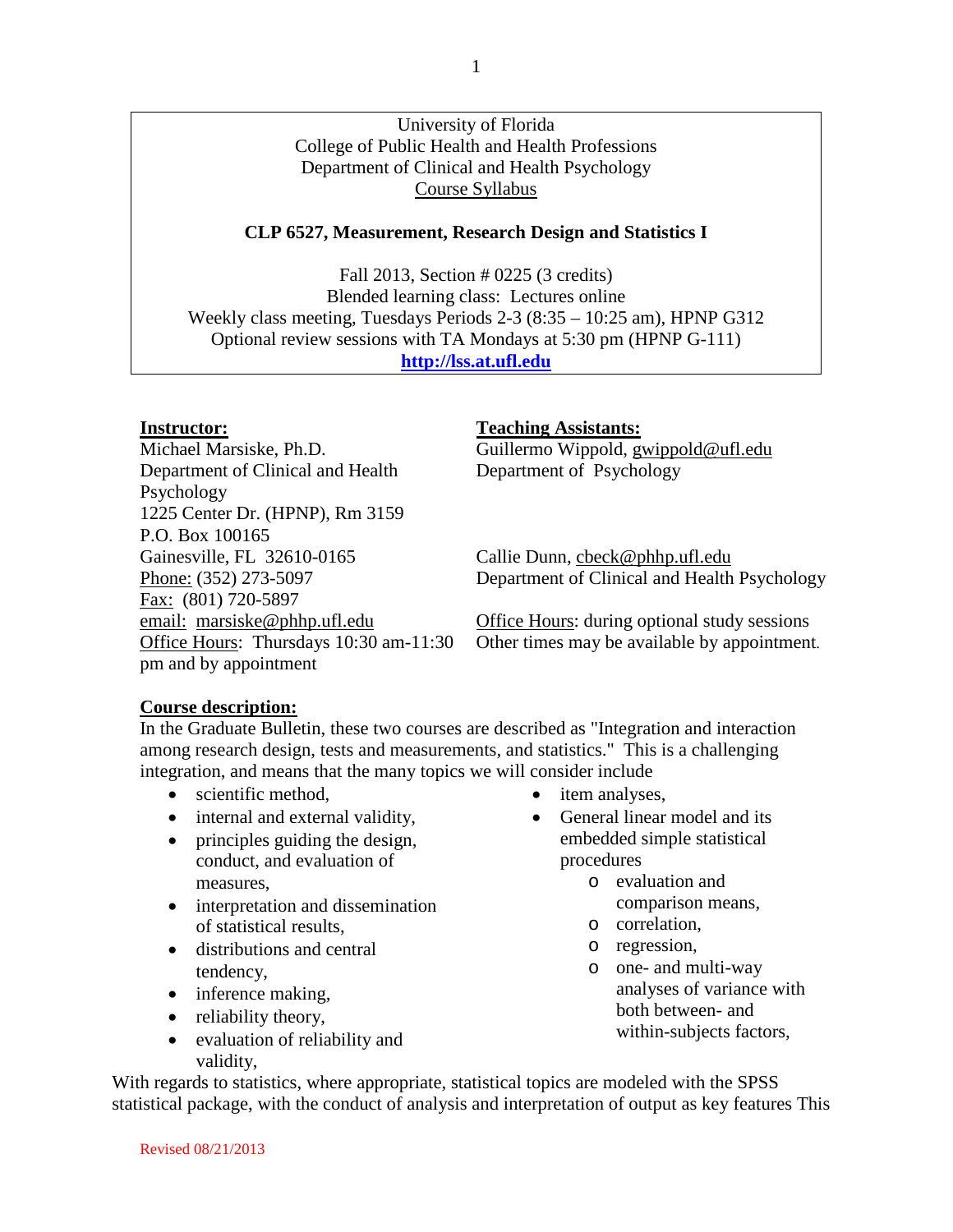University of Florida
College of Public Health and Health Professions
Department of Clinical and Health Psychology
Course Syllabus

**CLP 6527, Measurement, Research Design and Statistics I**

Fall 2013, Section # 0225 (3 credits)
Blended learning class: Lectures online
Weekly class meeting, Tuesdays Periods 2-3 (8:35 – 10:25 am), HPNP G312
Optional review sessions with TA Mondays at 5:30 pm (HPNP G-111)
**http://lss.at.ufl.edu**

**Instructor:**
Michael Marsiske, Ph.D.
Department of Clinical and Health Psychology
1225 Center Dr. (HPNP), Rm 3159
P.O. Box 100165
Gainesville, FL 32610-0165
Phone: (352) 273-5097
Fax: (801) 720-5897
email: marsiske@phhp.ufl.edu
Office Hours: Thursdays 10:30 am-11:30 pm and by appointment

**Teaching Assistants:**
Guillermo Wippold, gwippold@ufl.edu
Department of Psychology

Callie Dunn, cbeck@phhp.ufl.edu
Department of Clinical and Health Psychology

Office Hours: during optional study sessions
Other times may be available by appointment.

**Course description:**
In the Graduate Bulletin, these two courses are described as "Integration and interaction among research design, tests and measurements, and statistics." This is a challenging integration, and means that the many topics we will consider include

- scientific method,
- internal and external validity,
- principles guiding the design, conduct, and evaluation of measures,
- interpretation and dissemination of statistical results,
- distributions and central tendency,
- inference making,
- reliability theory,
- evaluation of reliability and validity,
- item analyses,
- General linear model and its embedded simple statistical procedures
  - evaluation and comparison means,
  - correlation,
  - regression,
  - one- and multi-way analyses of variance with both between- and within-subjects factors,

With regards to statistics, where appropriate, statistical topics are modeled with the SPSS statistical package, with the conduct of analysis and interpretation of output as key features This

Revised 08/21/2013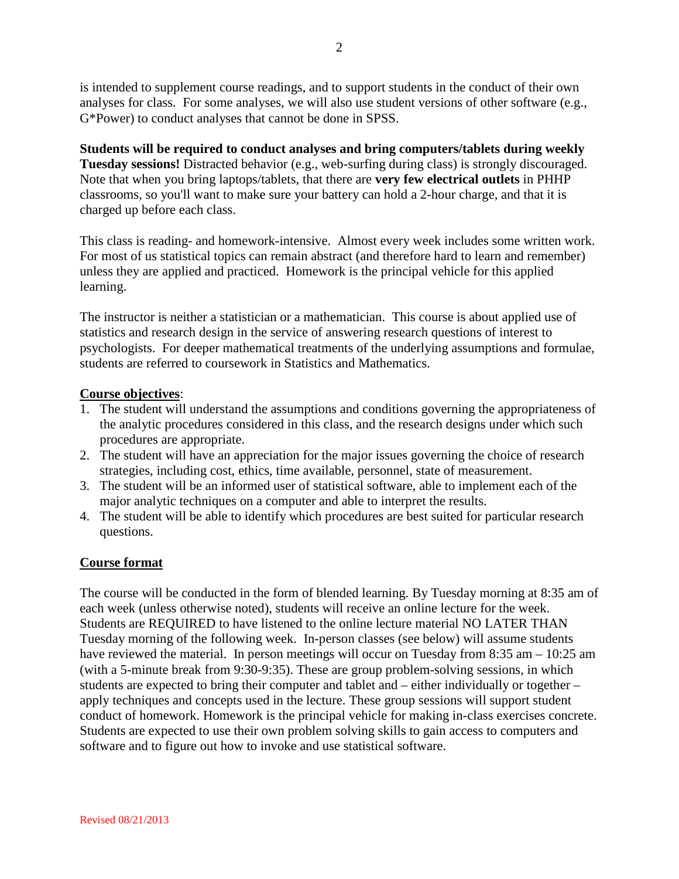is intended to supplement course readings, and to support students in the conduct of their own analyses for class. For some analyses, we will also use student versions of other software (e.g., G*Power) to conduct analyses that cannot be done in SPSS.

**Students will be required to conduct analyses and bring computers/tablets during weekly Tuesday sessions!** Distracted behavior (e.g., web-surfing during class) is strongly discouraged. Note that when you bring laptops/tablets, that there are **very few electrical outlets** in PHHP classrooms, so you'll want to make sure your battery can hold a 2-hour charge, and that it is charged up before each class.

This class is reading- and homework-intensive. Almost every week includes some written work. For most of us statistical topics can remain abstract (and therefore hard to learn and remember) unless they are applied and practiced. Homework is the principal vehicle for this applied learning.

The instructor is neither a statistician or a mathematician. This course is about applied use of statistics and research design in the service of answering research questions of interest to psychologists. For deeper mathematical treatments of the underlying assumptions and formulae, students are referred to coursework in Statistics and Mathematics.

**Course objectives**:

1. The student will understand the assumptions and conditions governing the appropriateness of the analytic procedures considered in this class, and the research designs under which such procedures are appropriate.
2. The student will have an appreciation for the major issues governing the choice of research strategies, including cost, ethics, time available, personnel, state of measurement.
3. The student will be an informed user of statistical software, able to implement each of the major analytic techniques on a computer and able to interpret the results.
4. The student will be able to identify which procedures are best suited for particular research questions.

**Course format**

The course will be conducted in the form of blended learning. By Tuesday morning at 8:35 am of each week (unless otherwise noted), students will receive an online lecture for the week. Students are REQUIRED to have listened to the online lecture material NO LATER THAN Tuesday morning of the following week. In-person classes (see below) will assume students have reviewed the material. In person meetings will occur on Tuesday from 8:35 am – 10:25 am (with a 5-minute break from 9:30-9:35). These are group problem-solving sessions, in which students are expected to bring their computer and tablet and – either individually or together – apply techniques and concepts used in the lecture. These group sessions will support student conduct of homework. Homework is the principal vehicle for making in-class exercises concrete. Students are expected to use their own problem solving skills to gain access to computers and software and to figure out how to invoke and use statistical software.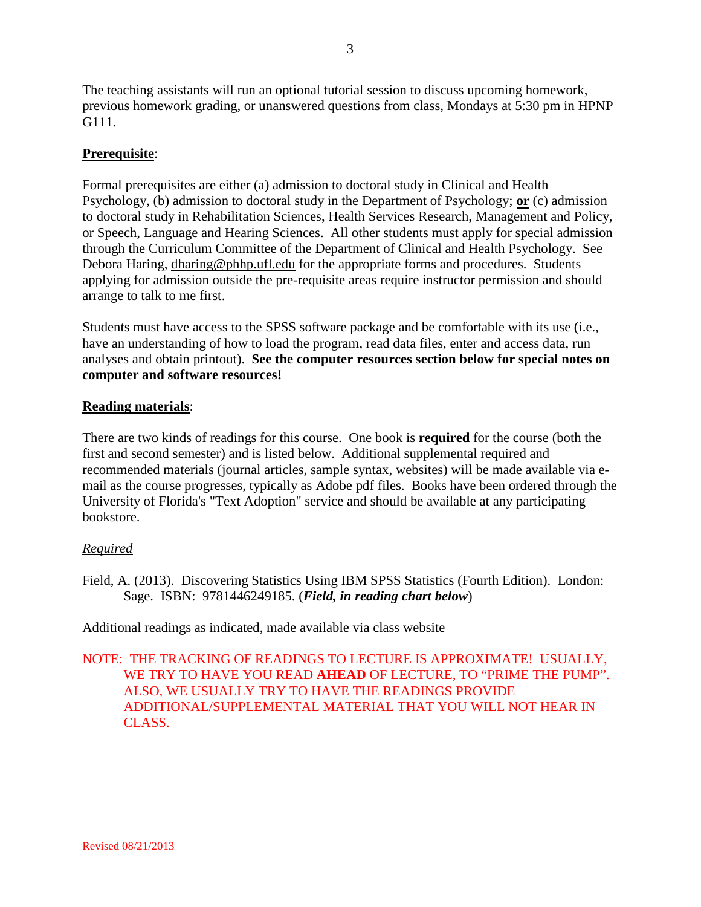The teaching assistants will run an optional tutorial session to discuss upcoming homework, previous homework grading, or unanswered questions from class, Mondays at 5:30 pm in HPNP G111.

**Prerequisite**:

Formal prerequisites are either (a) admission to doctoral study in Clinical and Health Psychology, (b) admission to doctoral study in the Department of Psychology; **or** (c) admission to doctoral study in Rehabilitation Sciences, Health Services Research, Management and Policy, or Speech, Language and Hearing Sciences. All other students must apply for special admission through the Curriculum Committee of the Department of Clinical and Health Psychology. See Debora Haring, dharing@phhp.ufl.edu for the appropriate forms and procedures. Students applying for admission outside the pre-requisite areas require instructor permission and should arrange to talk to me first.

Students must have access to the SPSS software package and be comfortable with its use (i.e., have an understanding of how to load the program, read data files, enter and access data, run analyses and obtain printout). **See the computer resources section below for special notes on computer and software resources!**

**Reading materials**:

There are two kinds of readings for this course. One book is **required** for the course (both the first and second semester) and is listed below. Additional supplemental required and recommended materials (journal articles, sample syntax, websites) will be made available via e-mail as the course progresses, typically as Adobe pdf files. Books have been ordered through the University of Florida's "Text Adoption" service and should be available at any participating bookstore.

*Required*

Field, A. (2013). Discovering Statistics Using IBM SPSS Statistics (Fourth Edition). London: Sage. ISBN: 9781446249185. (***Field, in reading chart below***)

Additional readings as indicated, made available via class website

NOTE: THE TRACKING OF READINGS TO LECTURE IS APPROXIMATE! USUALLY, WE TRY TO HAVE YOU READ **AHEAD** OF LECTURE, TO "PRIME THE PUMP". ALSO, WE USUALLY TRY TO HAVE THE READINGS PROVIDE ADDITIONAL/SUPPLEMENTAL MATERIAL THAT YOU WILL NOT HEAR IN CLASS.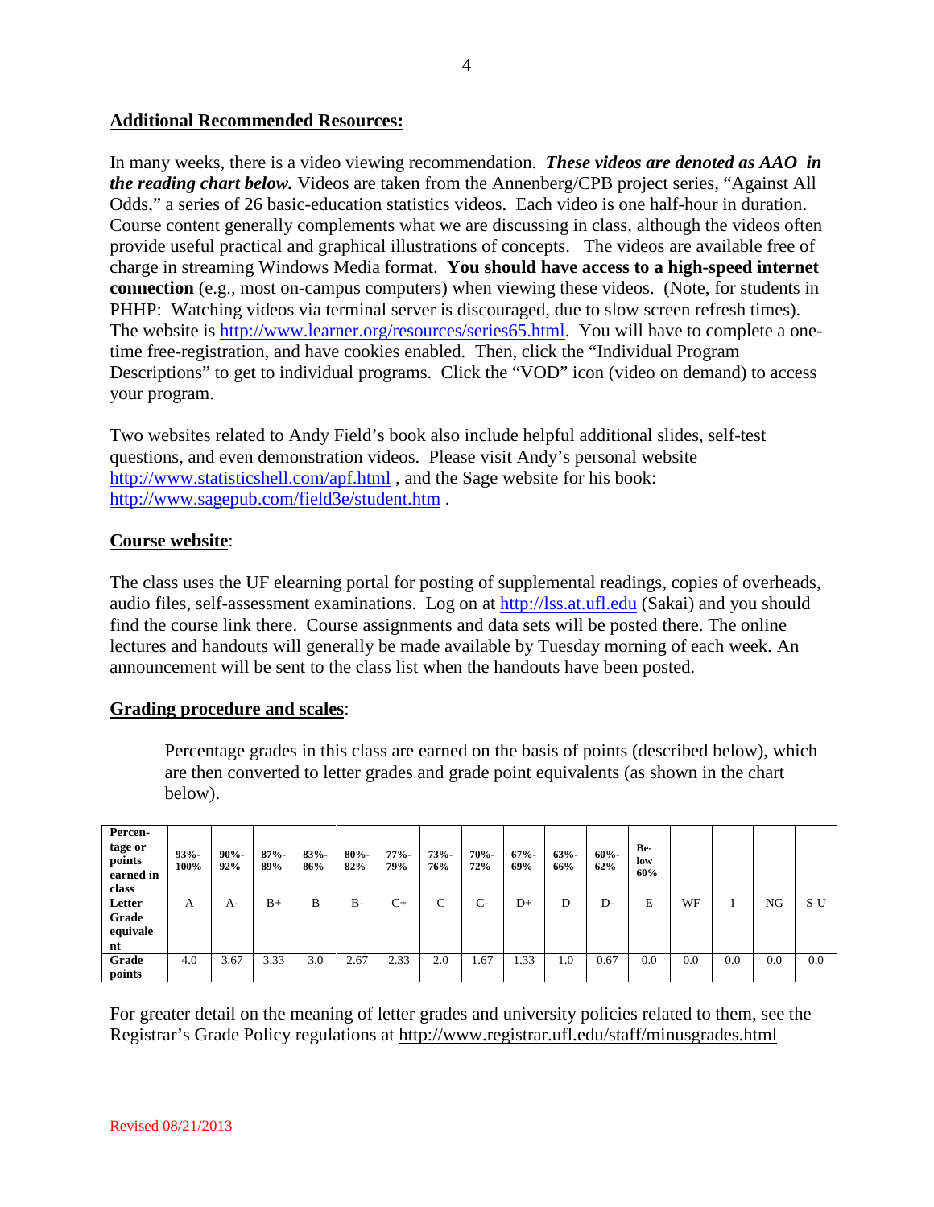**Additional Recommended Resources:**

In many weeks, there is a video viewing recommendation. ***These videos are denoted as AAO in the reading chart below.*** Videos are taken from the Annenberg/CPB project series, "Against All Odds," a series of 26 basic-education statistics videos. Each video is one half-hour in duration. Course content generally complements what we are discussing in class, although the videos often provide useful practical and graphical illustrations of concepts. The videos are available free of charge in streaming Windows Media format. **You should have access to a high-speed internet connection** (e.g., most on-campus computers) when viewing these videos. (Note, for students in PHHP: Watching videos via terminal server is discouraged, due to slow screen refresh times). The website is http://www.learner.org/resources/series65.html. You will have to complete a one-time free-registration, and have cookies enabled. Then, click the "Individual Program Descriptions" to get to individual programs. Click the "VOD" icon (video on demand) to access your program.

Two websites related to Andy Field's book also include helpful additional slides, self-test questions, and even demonstration videos. Please visit Andy's personal website http://www.statisticshell.com/apf.html , and the Sage website for his book: http://www.sagepub.com/field3e/student.htm .

**Course website**:

The class uses the UF elearning portal for posting of supplemental readings, copies of overheads, audio files, self-assessment examinations. Log on at http://lss.at.ufl.edu (Sakai) and you should find the course link there. Course assignments and data sets will be posted there. The online lectures and handouts will generally be made available by Tuesday morning of each week. An announcement will be sent to the class list when the handouts have been posted.

**Grading procedure and scales**:

Percentage grades in this class are earned on the basis of points (described below), which are then converted to letter grades and grade point equivalents (as shown in the chart below).

| **Percentage or points earned in class** | **93%-100%** | **90%-92%** | **87%-89%** | **83%-86%** | **80%-82%** | **77%-79%** | **73%-76%** | **70%-72%** | **67%-69%** | **63%-66%** | **60%-62%** | **Below 60%** | | | | |
|---|---|---|---|---|---|---|---|---|---|---|---|---|---|---|---|---|
| **Letter Grade equivalent** | A | A- | B+ | B | B- | C+ | C | C- | D+ | D | D- | E | WF | I | NG | S-U |
| **Grade points** | 4.0 | 3.67 | 3.33 | 3.0 | 2.67 | 2.33 | 2.0 | 1.67 | 1.33 | 1.0 | 0.67 | 0.0 | 0.0 | 0.0 | 0.0 | 0.0 |

For greater detail on the meaning of letter grades and university policies related to them, see the Registrar's Grade Policy regulations at http://www.registrar.ufl.edu/staff/minusgrades.html

Revised 08/21/2013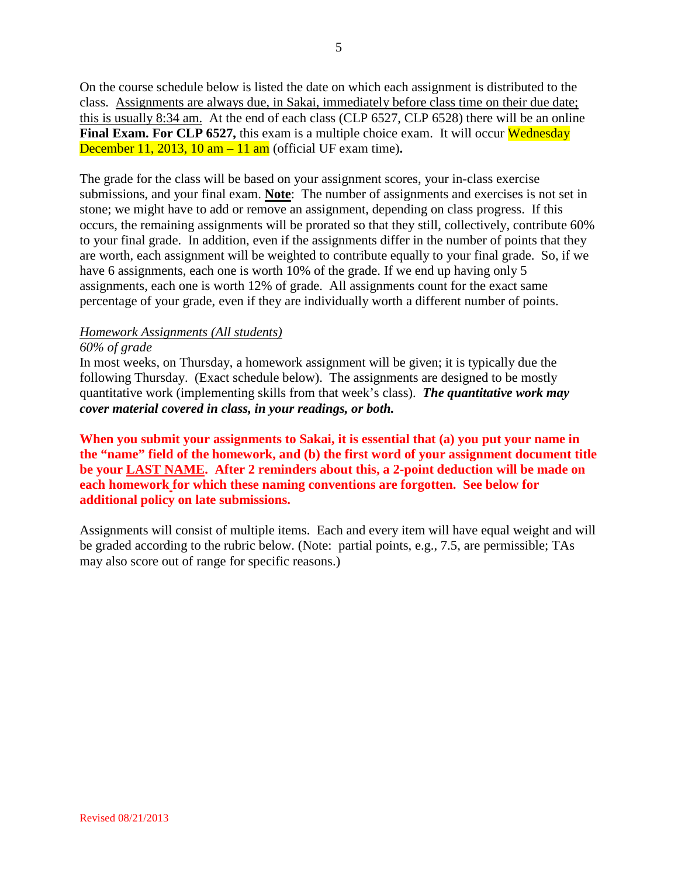On the course schedule below is listed the date on which each assignment is distributed to the class. Assignments are always due, in Sakai, immediately before class time on their due date; this is usually 8:34 am. At the end of each class (CLP 6527, CLP 6528) there will be an online **Final Exam. For CLP 6527,** this exam is a multiple choice exam. It will occur Wednesday December 11, 2013, 10 am – 11 am (official UF exam time)**.**

The grade for the class will be based on your assignment scores, your in-class exercise submissions, and your final exam. **Note**: The number of assignments and exercises is not set in stone; we might have to add or remove an assignment, depending on class progress. If this occurs, the remaining assignments will be prorated so that they still, collectively, contribute 60% to your final grade. In addition, even if the assignments differ in the number of points that they are worth, each assignment will be weighted to contribute equally to your final grade. So, if we have 6 assignments, each one is worth 10% of the grade. If we end up having only 5 assignments, each one is worth 12% of grade. All assignments count for the exact same percentage of your grade, even if they are individually worth a different number of points.

*Homework Assignments (All students)*

*60% of grade*

In most weeks, on Thursday, a homework assignment will be given; it is typically due the following Thursday. (Exact schedule below). The assignments are designed to be mostly quantitative work (implementing skills from that week's class). ***The quantitative work may cover material covered in class, in your readings, or both.***

**When you submit your assignments to Sakai, it is essential that (a) you put your name in the "name" field of the homework, and (b) the first word of your assignment document title be your LAST NAME. After 2 reminders about this, a 2-point deduction will be made on each homework for which these naming conventions are forgotten. See below for additional policy on late submissions.**

Assignments will consist of multiple items. Each and every item will have equal weight and will be graded according to the rubric below. (Note: partial points, e.g., 7.5, are permissible; TAs may also score out of range for specific reasons.)

Revised 08/21/2013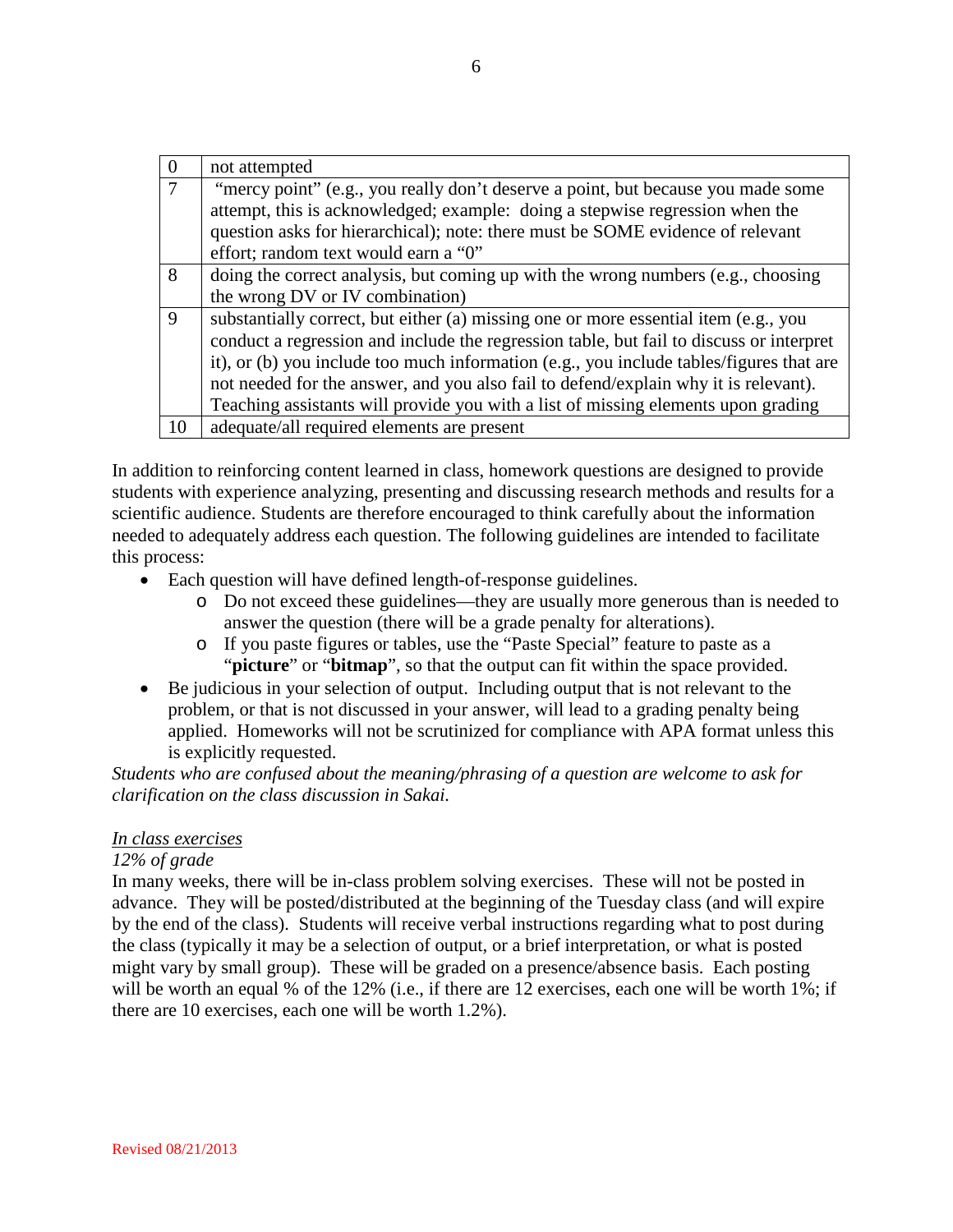| 0 | not attempted |
|---|---|
| 7 | "mercy point" (e.g., you really don't deserve a point, but because you made some attempt, this is acknowledged; example: doing a stepwise regression when the question asks for hierarchical); note: there must be SOME evidence of relevant effort; random text would earn a "0" |
| 8 | doing the correct analysis, but coming up with the wrong numbers (e.g., choosing the wrong DV or IV combination) |
| 9 | substantially correct, but either (a) missing one or more essential item (e.g., you conduct a regression and include the regression table, but fail to discuss or interpret it), or (b) you include too much information (e.g., you include tables/figures that are not needed for the answer, and you also fail to defend/explain why it is relevant). Teaching assistants will provide you with a list of missing elements upon grading |
| 10 | adequate/all required elements are present |

In addition to reinforcing content learned in class, homework questions are designed to provide students with experience analyzing, presenting and discussing research methods and results for a scientific audience. Students are therefore encouraged to think carefully about the information needed to adequately address each question. The following guidelines are intended to facilitate this process:

- Each question will have defined length-of-response guidelines.
  - Do not exceed these guidelines—they are usually more generous than is needed to answer the question (there will be a grade penalty for alterations).
  - If you paste figures or tables, use the "Paste Special" feature to paste as a "**picture**" or "**bitmap**", so that the output can fit within the space provided.
- Be judicious in your selection of output. Including output that is not relevant to the problem, or that is not discussed in your answer, will lead to a grading penalty being applied. Homeworks will not be scrutinized for compliance with APA format unless this is explicitly requested.

*Students who are confused about the meaning/phrasing of a question are welcome to ask for clarification on the class discussion in Sakai.*

*<u>In class exercises</u>*

*12% of grade*

In many weeks, there will be in-class problem solving exercises. These will not be posted in advance. They will be posted/distributed at the beginning of the Tuesday class (and will expire by the end of the class). Students will receive verbal instructions regarding what to post during the class (typically it may be a selection of output, or a brief interpretation, or what is posted might vary by small group). These will be graded on a presence/absence basis. Each posting will be worth an equal % of the 12% (i.e., if there are 12 exercises, each one will be worth 1%; if there are 10 exercises, each one will be worth 1.2%).

Revised 08/21/2013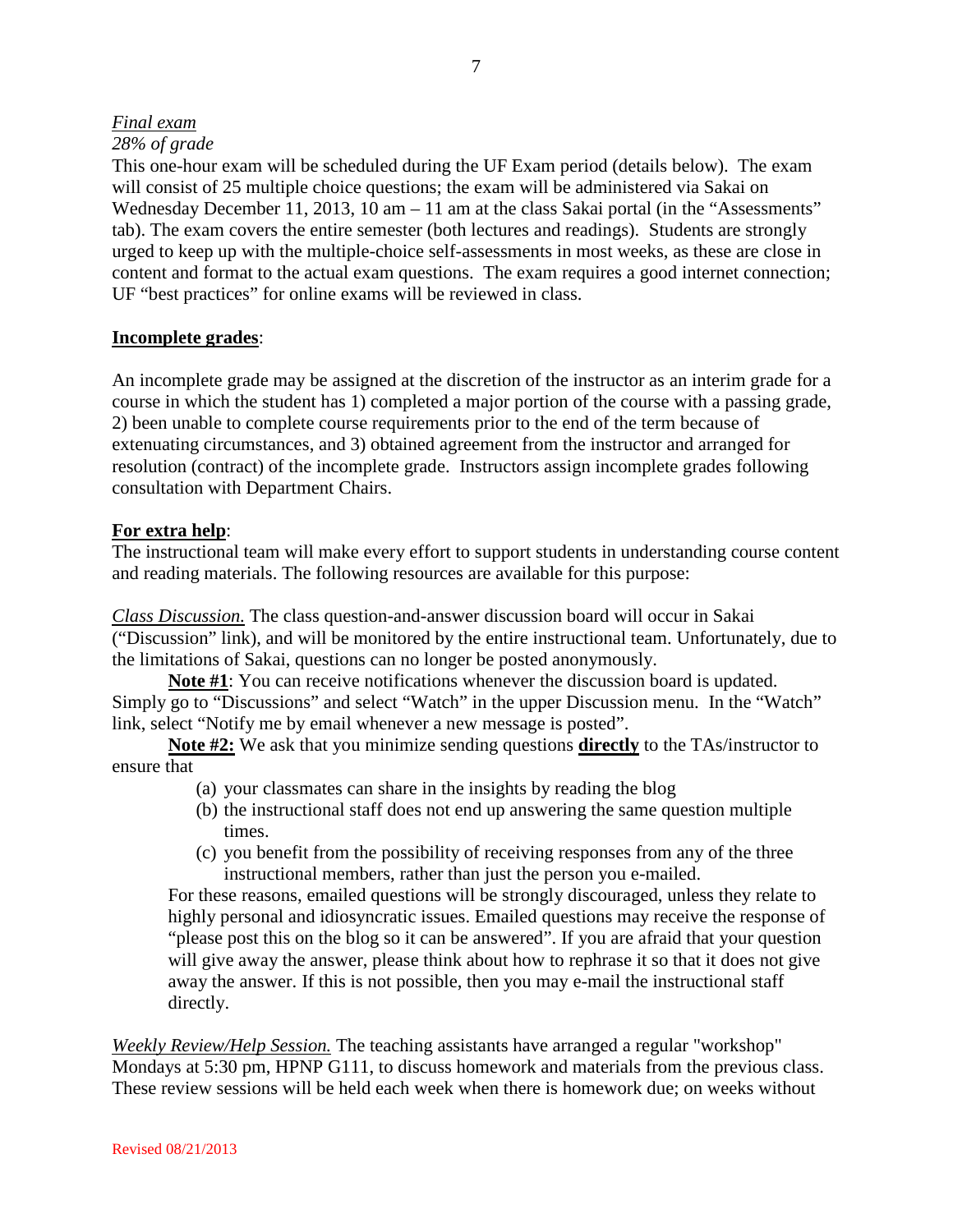*Final exam*

*28% of grade*

This one-hour exam will be scheduled during the UF Exam period (details below). The exam will consist of 25 multiple choice questions; the exam will be administered via Sakai on Wednesday December 11, 2013, 10 am – 11 am at the class Sakai portal (in the "Assessments" tab). The exam covers the entire semester (both lectures and readings). Students are strongly urged to keep up with the multiple-choice self-assessments in most weeks, as these are close in content and format to the actual exam questions. The exam requires a good internet connection; UF "best practices" for online exams will be reviewed in class.

**Incomplete grades**:

An incomplete grade may be assigned at the discretion of the instructor as an interim grade for a course in which the student has 1) completed a major portion of the course with a passing grade, 2) been unable to complete course requirements prior to the end of the term because of extenuating circumstances, and 3) obtained agreement from the instructor and arranged for resolution (contract) of the incomplete grade. Instructors assign incomplete grades following consultation with Department Chairs.

**For extra help**:

The instructional team will make every effort to support students in understanding course content and reading materials. The following resources are available for this purpose:

*Class Discussion.* The class question-and-answer discussion board will occur in Sakai ("Discussion" link), and will be monitored by the entire instructional team. Unfortunately, due to the limitations of Sakai, questions can no longer be posted anonymously.

**Note #1**: You can receive notifications whenever the discussion board is updated. Simply go to "Discussions" and select "Watch" in the upper Discussion menu. In the "Watch" link, select "Notify me by email whenever a new message is posted".

**Note #2:** We ask that you minimize sending questions **directly** to the TAs/instructor to ensure that

(a) your classmates can share in the insights by reading the blog
(b) the instructional staff does not end up answering the same question multiple times.
(c) you benefit from the possibility of receiving responses from any of the three instructional members, rather than just the person you e-mailed.

For these reasons, emailed questions will be strongly discouraged, unless they relate to highly personal and idiosyncratic issues. Emailed questions may receive the response of "please post this on the blog so it can be answered". If you are afraid that your question will give away the answer, please think about how to rephrase it so that it does not give away the answer. If this is not possible, then you may e-mail the instructional staff directly.

*Weekly Review/Help Session.* The teaching assistants have arranged a regular "workshop" Mondays at 5:30 pm, HPNP G111, to discuss homework and materials from the previous class. These review sessions will be held each week when there is homework due; on weeks without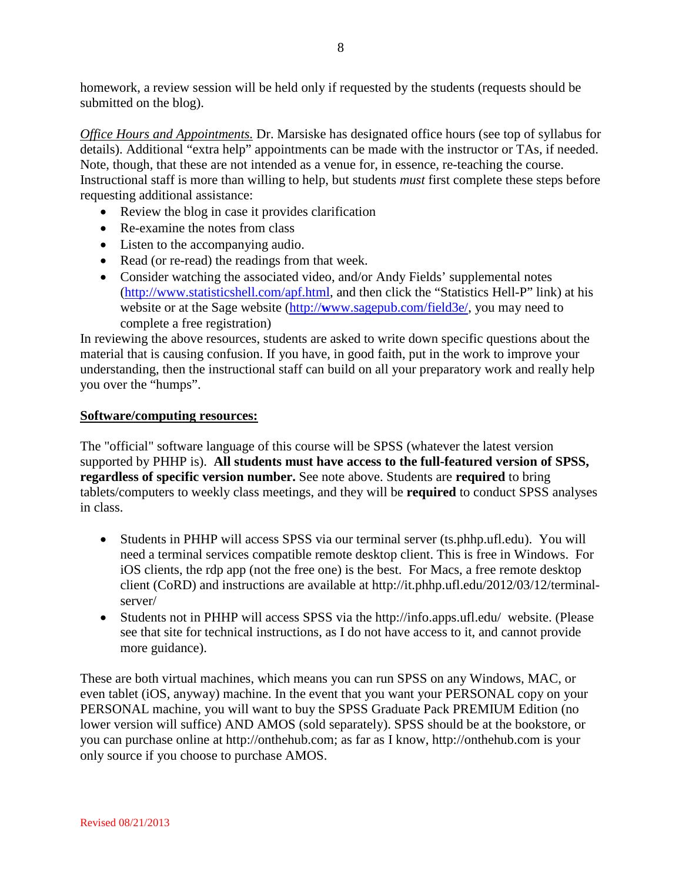homework, a review session will be held only if requested by the students (requests should be submitted on the blog).

*Office Hours and Appointments.* Dr. Marsiske has designated office hours (see top of syllabus for details). Additional "extra help" appointments can be made with the instructor or TAs, if needed. Note, though, that these are not intended as a venue for, in essence, re-teaching the course. Instructional staff is more than willing to help, but students *must* first complete these steps before requesting additional assistance:

- Review the blog in case it provides clarification
- Re-examine the notes from class
- Listen to the accompanying audio.
- Read (or re-read) the readings from that week.
- Consider watching the associated video, and/or Andy Fields' supplemental notes (http://www.statisticshell.com/apf.html, and then click the "Statistics Hell-P" link) at his website or at the Sage website (http://www.sagepub.com/field3e/, you may need to complete a free registration)

In reviewing the above resources, students are asked to write down specific questions about the material that is causing confusion. If you have, in good faith, put in the work to improve your understanding, then the instructional staff can build on all your preparatory work and really help you over the "humps".

**Software/computing resources:**

The "official" software language of this course will be SPSS (whatever the latest version supported by PHHP is). **All students must have access to the full-featured version of SPSS, regardless of specific version number.** See note above. Students are **required** to bring tablets/computers to weekly class meetings, and they will be **required** to conduct SPSS analyses in class.

- Students in PHHP will access SPSS via our terminal server (ts.phhp.ufl.edu). You will need a terminal services compatible remote desktop client. This is free in Windows. For iOS clients, the rdp app (not the free one) is the best. For Macs, a free remote desktop client (CoRD) and instructions are available at http://it.phhp.ufl.edu/2012/03/12/terminal-server/
- Students not in PHHP will access SPSS via the http://info.apps.ufl.edu/ website. (Please see that site for technical instructions, as I do not have access to it, and cannot provide more guidance).

These are both virtual machines, which means you can run SPSS on any Windows, MAC, or even tablet (iOS, anyway) machine. In the event that you want your PERSONAL copy on your PERSONAL machine, you will want to buy the SPSS Graduate Pack PREMIUM Edition (no lower version will suffice) AND AMOS (sold separately). SPSS should be at the bookstore, or you can purchase online at http://onthehub.com; as far as I know, http://onthehub.com is your only source if you choose to purchase AMOS.

Revised 08/21/2013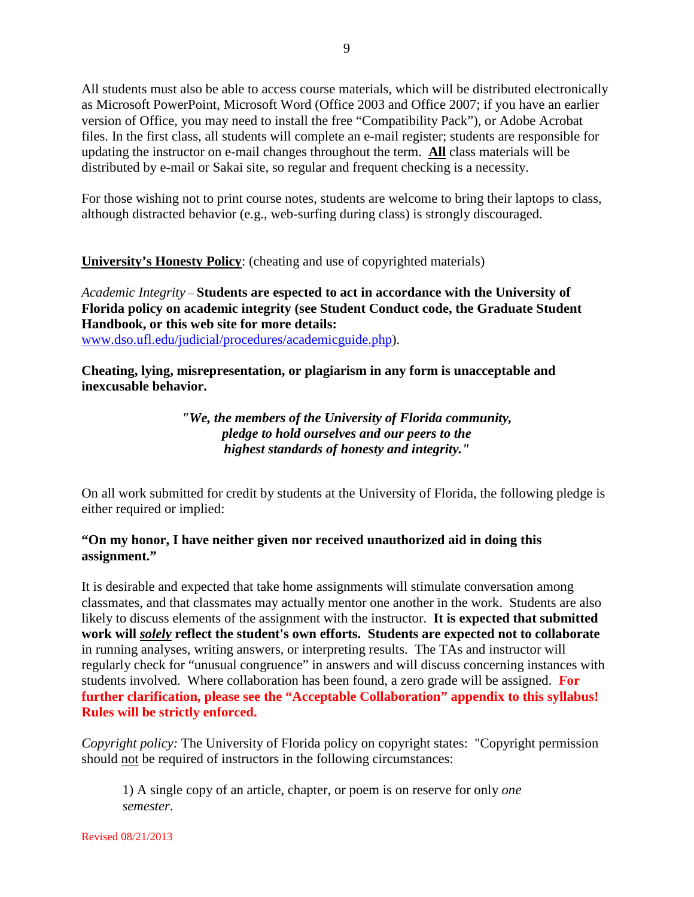All students must also be able to access course materials, which will be distributed electronically as Microsoft PowerPoint, Microsoft Word (Office 2003 and Office 2007; if you have an earlier version of Office, you may need to install the free "Compatibility Pack"), or Adobe Acrobat files. In the first class, all students will complete an e-mail register; students are responsible for updating the instructor on e-mail changes throughout the term. **All** class materials will be distributed by e-mail or Sakai site, so regular and frequent checking is a necessity.

For those wishing not to print course notes, students are welcome to bring their laptops to class, although distracted behavior (e.g., web-surfing during class) is strongly discouraged.

**University's Honesty Policy**: (cheating and use of copyrighted materials)

*Academic Integrity* – **Students are expected to act in accordance with the University of Florida policy on academic integrity (see Student Conduct code, the Graduate Student Handbook, or this web site for more details:** www.dso.ufl.edu/judicial/procedures/academicguide.php).

**Cheating, lying, misrepresentation, or plagiarism in any form is unacceptable and inexcusable behavior.**

***"We, the members of the University of Florida community, pledge to hold ourselves and our peers to the highest standards of honesty and integrity."***

On all work submitted for credit by students at the University of Florida, the following pledge is either required or implied:

**"On my honor, I have neither given nor received unauthorized aid in doing this assignment."**

It is desirable and expected that take home assignments will stimulate conversation among classmates, and that classmates may actually mentor one another in the work. Students are also likely to discuss elements of the assignment with the instructor. **It is expected that submitted work will *solely* reflect the student's own efforts. Students are expected not to collaborate** in running analyses, writing answers, or interpreting results. The TAs and instructor will regularly check for "unusual congruence" in answers and will discuss concerning instances with students involved. Where collaboration has been found, a zero grade will be assigned. **For further clarification, please see the "Acceptable Collaboration" appendix to this syllabus! Rules will be strictly enforced.**

*Copyright policy:* The University of Florida policy on copyright states: "Copyright permission should not be required of instructors in the following circumstances:

1) A single copy of an article, chapter, or poem is on reserve for only *one semester.*

Revised 08/21/2013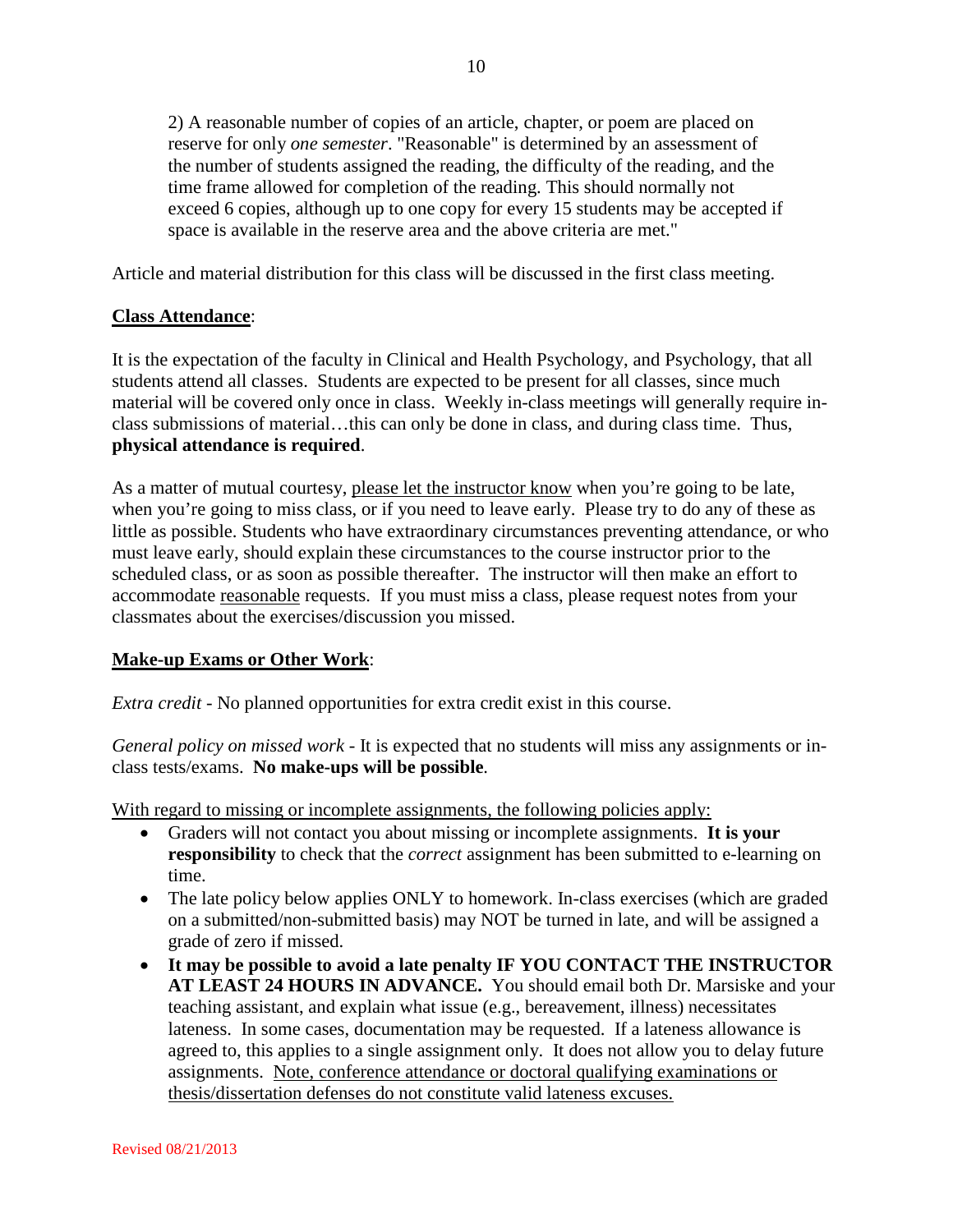2) A reasonable number of copies of an article, chapter, or poem are placed on reserve for only *one semester*. "Reasonable" is determined by an assessment of the number of students assigned the reading, the difficulty of the reading, and the time frame allowed for completion of the reading. This should normally not exceed 6 copies, although up to one copy for every 15 students may be accepted if space is available in the reserve area and the above criteria are met."

Article and material distribution for this class will be discussed in the first class meeting.

## Class Attendance:

It is the expectation of the faculty in Clinical and Health Psychology, and Psychology, that all students attend all classes. Students are expected to be present for all classes, since much material will be covered only once in class. Weekly in-class meetings will generally require in-class submissions of material…this can only be done in class, and during class time. Thus, **physical attendance is required**.

As a matter of mutual courtesy, please let the instructor know when you're going to be late, when you're going to miss class, or if you need to leave early. Please try to do any of these as little as possible. Students who have extraordinary circumstances preventing attendance, or who must leave early, should explain these circumstances to the course instructor prior to the scheduled class, or as soon as possible thereafter. The instructor will then make an effort to accommodate reasonable requests. If you must miss a class, please request notes from your classmates about the exercises/discussion you missed.

## Make-up Exams or Other Work:

*Extra credit* - No planned opportunities for extra credit exist in this course.

*General policy on missed work* - It is expected that no students will miss any assignments or in-class tests/exams. **No make-ups will be possible**.

With regard to missing or incomplete assignments, the following policies apply:

- Graders will not contact you about missing or incomplete assignments. **It is your responsibility** to check that the *correct* assignment has been submitted to e-learning on time.
- The late policy below applies ONLY to homework. In-class exercises (which are graded on a submitted/non-submitted basis) may NOT be turned in late, and will be assigned a grade of zero if missed.
- **It may be possible to avoid a late penalty IF YOU CONTACT THE INSTRUCTOR AT LEAST 24 HOURS IN ADVANCE.** You should email both Dr. Marsiske and your teaching assistant, and explain what issue (e.g., bereavement, illness) necessitates lateness. In some cases, documentation may be requested. If a lateness allowance is agreed to, this applies to a single assignment only. It does not allow you to delay future assignments. Note, conference attendance or doctoral qualifying examinations or thesis/dissertation defenses do not constitute valid lateness excuses.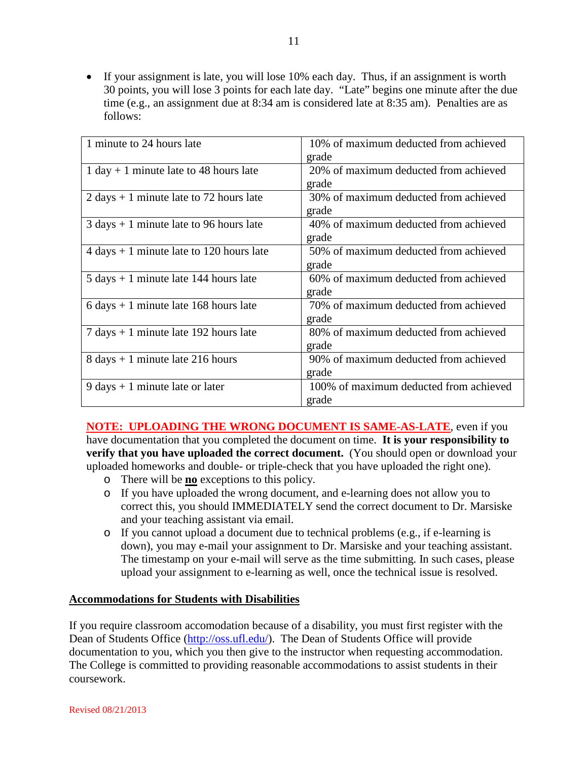- If your assignment is late, you will lose 10% each day. Thus, if an assignment is worth 30 points, you will lose 3 points for each late day. "Late" begins one minute after the due time (e.g., an assignment due at 8:34 am is considered late at 8:35 am). Penalties are as follows:

| | |
|---|---|
| 1 minute to 24 hours late | 10% of maximum deducted from achieved grade |
| 1 day + 1 minute late to 48 hours late | 20% of maximum deducted from achieved grade |
| 2 days + 1 minute late to 72 hours late | 30% of maximum deducted from achieved grade |
| 3 days + 1 minute late to 96 hours late | 40% of maximum deducted from achieved grade |
| 4 days + 1 minute late to 120 hours late | 50% of maximum deducted from achieved grade |
| 5 days + 1 minute late 144 hours late | 60% of maximum deducted from achieved grade |
| 6 days + 1 minute late 168 hours late | 70% of maximum deducted from achieved grade |
| 7 days + 1 minute late 192 hours late | 80% of maximum deducted from achieved grade |
| 8 days + 1 minute late 216 hours | 90% of maximum deducted from achieved grade |
| 9 days + 1 minute late or later | 100% of maximum deducted from achieved grade |

**NOTE: UPLOADING THE WRONG DOCUMENT IS SAME-AS-LATE**, even if you have documentation that you completed the document on time. **It is your responsibility to verify that you have uploaded the correct document.** (You should open or download your uploaded homeworks and double- or triple-check that you have uploaded the right one).

- There will be **no** exceptions to this policy.
- If you have uploaded the wrong document, and e-learning does not allow you to correct this, you should IMMEDIATELY send the correct document to Dr. Marsiske and your teaching assistant via email.
- If you cannot upload a document due to technical problems (e.g., if e-learning is down), you may e-mail your assignment to Dr. Marsiske and your teaching assistant. The timestamp on your e-mail will serve as the time submitting. In such cases, please upload your assignment to e-learning as well, once the technical issue is resolved.

## Accommodations for Students with Disabilities

If you require classroom accomodation because of a disability, you must first register with the Dean of Students Office (http://oss.ufl.edu/). The Dean of Students Office will provide documentation to you, which you then give to the instructor when requesting accommodation. The College is committed to providing reasonable accommodations to assist students in their coursework.

Revised 08/21/2013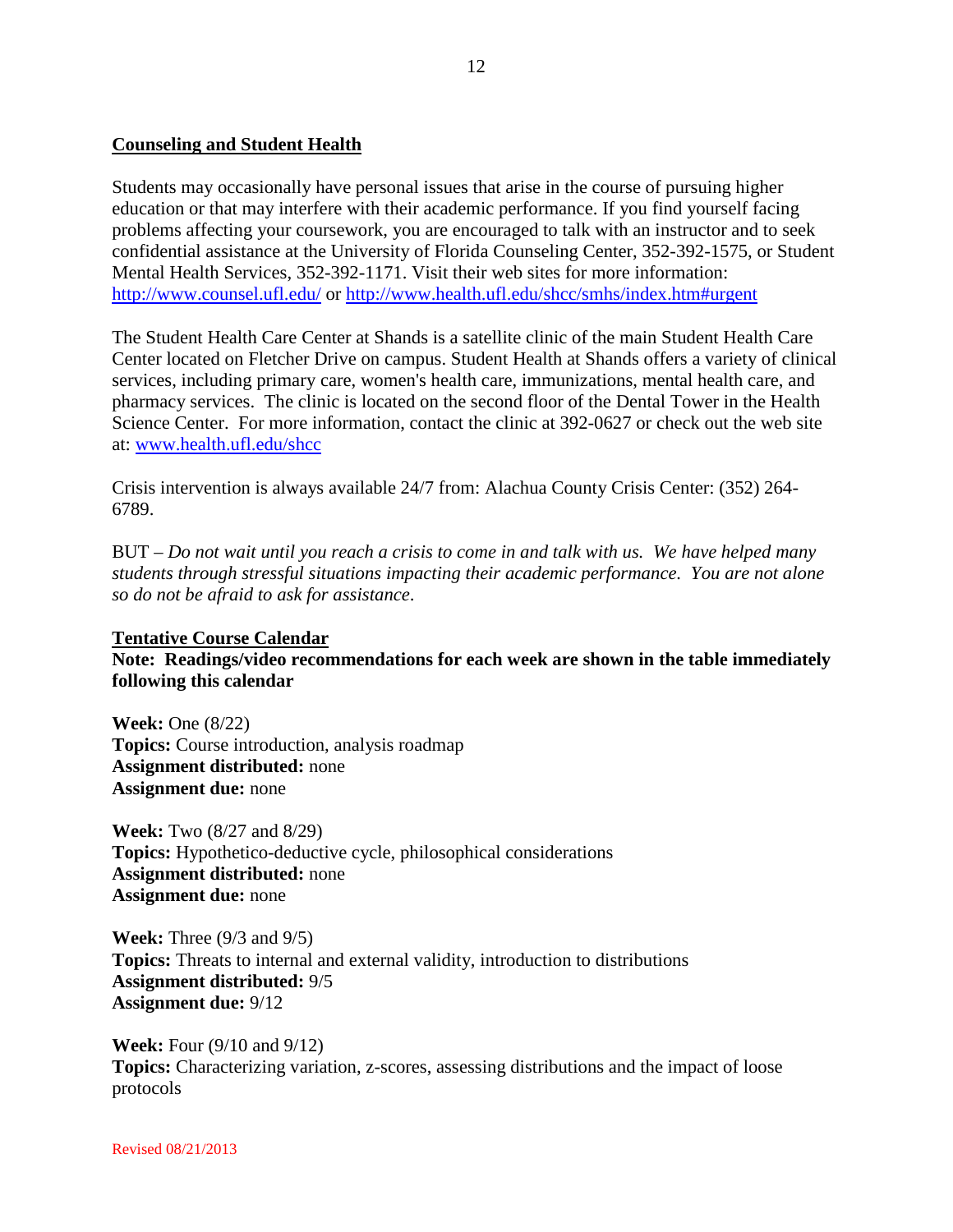## Counseling and Student Health

Students may occasionally have personal issues that arise in the course of pursuing higher education or that may interfere with their academic performance. If you find yourself facing problems affecting your coursework, you are encouraged to talk with an instructor and to seek confidential assistance at the University of Florida Counseling Center, 352-392-1575, or Student Mental Health Services, 352-392-1171. Visit their web sites for more information: http://www.counsel.ufl.edu/ or http://www.health.ufl.edu/shcc/smhs/index.htm#urgent

The Student Health Care Center at Shands is a satellite clinic of the main Student Health Care Center located on Fletcher Drive on campus. Student Health at Shands offers a variety of clinical services, including primary care, women's health care, immunizations, mental health care, and pharmacy services. The clinic is located on the second floor of the Dental Tower in the Health Science Center. For more information, contact the clinic at 392-0627 or check out the web site at: www.health.ufl.edu/shcc

Crisis intervention is always available 24/7 from: Alachua County Crisis Center: (352) 264-6789.

BUT – *Do not wait until you reach a crisis to come in and talk with us. We have helped many students through stressful situations impacting their academic performance. You are not alone so do not be afraid to ask for assistance*.

## Tentative Course Calendar

**Note: Readings/video recommendations for each week are shown in the table immediately following this calendar**

**Week:** One (8/22)
**Topics:** Course introduction, analysis roadmap
**Assignment distributed:** none
**Assignment due:** none

**Week:** Two (8/27 and 8/29)
**Topics:** Hypothetico-deductive cycle, philosophical considerations
**Assignment distributed:** none
**Assignment due:** none

**Week:** Three (9/3 and 9/5)
**Topics:** Threats to internal and external validity, introduction to distributions
**Assignment distributed:** 9/5
**Assignment due:** 9/12

**Week:** Four (9/10 and 9/12)
**Topics:** Characterizing variation, z-scores, assessing distributions and the impact of loose protocols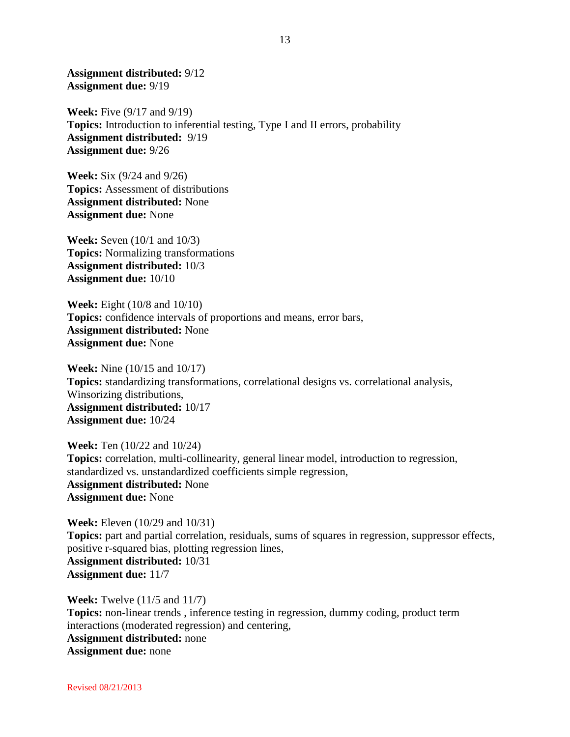**Assignment distributed:** 9/12
**Assignment due:** 9/19

**Week:** Five (9/17 and 9/19)
**Topics:** Introduction to inferential testing, Type I and II errors, probability
**Assignment distributed:** 9/19
**Assignment due:** 9/26

**Week:** Six (9/24 and 9/26)
**Topics:** Assessment of distributions
**Assignment distributed:** None
**Assignment due:** None

**Week:** Seven (10/1 and 10/3)
**Topics:** Normalizing transformations
**Assignment distributed:** 10/3
**Assignment due:** 10/10

**Week:** Eight (10/8 and 10/10)
**Topics:** confidence intervals of proportions and means, error bars,
**Assignment distributed:** None
**Assignment due:** None

**Week:** Nine (10/15 and 10/17)
**Topics:** standardizing transformations, correlational designs vs. correlational analysis, Winsorizing distributions,
**Assignment distributed:** 10/17
**Assignment due:** 10/24

**Week:** Ten (10/22 and 10/24)
**Topics:** correlation, multi-collinearity, general linear model, introduction to regression, standardized vs. unstandardized coefficients simple regression,
**Assignment distributed:** None
**Assignment due:** None

**Week:** Eleven (10/29 and 10/31)
**Topics:** part and partial correlation, residuals, sums of squares in regression, suppressor effects, positive r-squared bias, plotting regression lines,
**Assignment distributed:** 10/31
**Assignment due:** 11/7

**Week:** Twelve (11/5 and 11/7)
**Topics:** non-linear trends , inference testing in regression, dummy coding, product term interactions (moderated regression) and centering,
**Assignment distributed:** none
**Assignment due:** none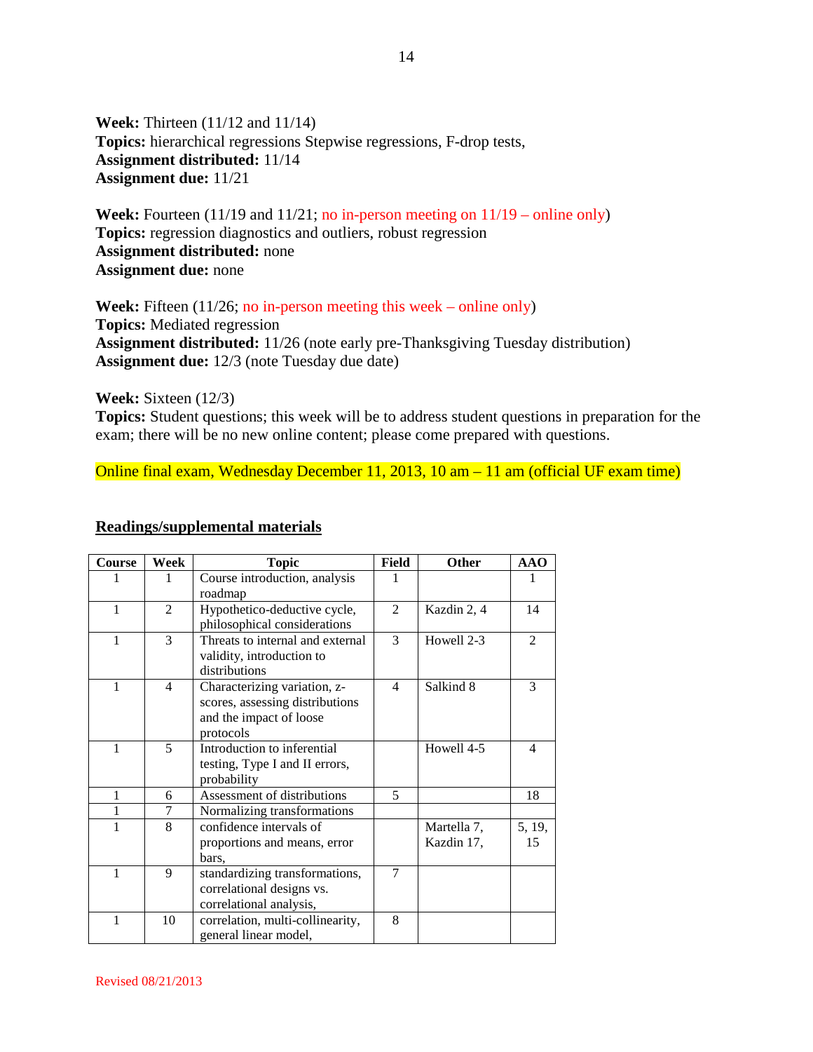**Week:** Thirteen (11/12 and 11/14)
**Topics:** hierarchical regressions Stepwise regressions, F-drop tests,
**Assignment distributed:** 11/14
**Assignment due:** 11/21

**Week:** Fourteen (11/19 and 11/21; no in-person meeting on 11/19 – online only)
**Topics:** regression diagnostics and outliers, robust regression
**Assignment distributed:** none
**Assignment due:** none

**Week:** Fifteen (11/26; no in-person meeting this week – online only)
**Topics:** Mediated regression
**Assignment distributed:** 11/26 (note early pre-Thanksgiving Tuesday distribution)
**Assignment due:** 12/3 (note Tuesday due date)

**Week:** Sixteen (12/3)
**Topics:** Student questions; this week will be to address student questions in preparation for the exam; there will be no new online content; please come prepared with questions.

Online final exam, Wednesday December 11, 2013, 10 am – 11 am (official UF exam time)

## Readings/supplemental materials

| Course | Week | Topic | Field | Other | AAO |
|---|---|---|---|---|---|
| 1 | 1 | Course introduction, analysis roadmap | 1 | | 1 |
| 1 | 2 | Hypothetico-deductive cycle, philosophical considerations | 2 | Kazdin 2, 4 | 14 |
| 1 | 3 | Threats to internal and external validity, introduction to distributions | 3 | Howell 2-3 | 2 |
| 1 | 4 | Characterizing variation, z-scores, assessing distributions and the impact of loose protocols | 4 | Salkind 8 | 3 |
| 1 | 5 | Introduction to inferential testing, Type I and II errors, probability | | Howell 4-5 | 4 |
| 1 | 6 | Assessment of distributions | 5 | | 18 |
| 1 | 7 | Normalizing transformations | | | |
| 1 | 8 | confidence intervals of proportions and means, error bars, | | Martella 7, Kazdin 17, | 5, 19, 15 |
| 1 | 9 | standardizing transformations, correlational designs vs. correlational analysis, | 7 | | |
| 1 | 10 | correlation, multi-collinearity, general linear model, | 8 | | |

Revised 08/21/2013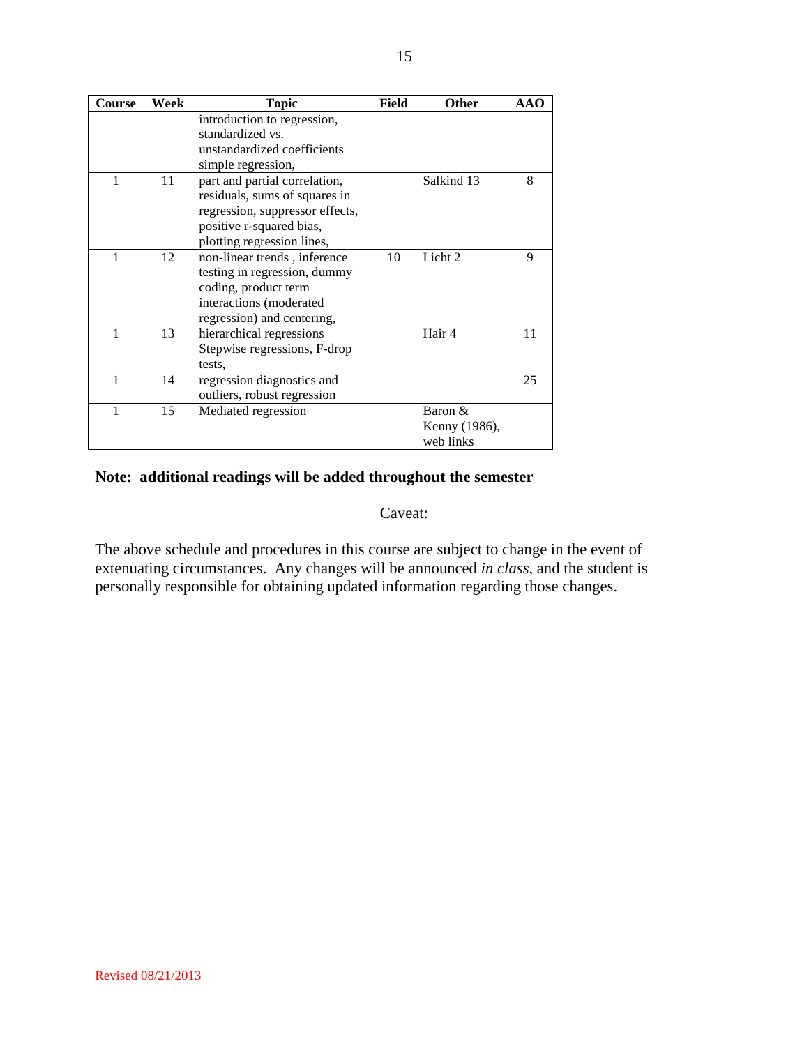| Course | Week | Topic | Field | Other | AAO |
|---|---|---|---|---|---|
| | | introduction to regression, standardized vs. unstandardized coefficients simple regression, | | | |
| 1 | 11 | part and partial correlation, residuals, sums of squares in regression, suppressor effects, positive r-squared bias, plotting regression lines, | | Salkind 13 | 8 |
| 1 | 12 | non-linear trends , inference testing in regression, dummy coding, product term interactions (moderated regression) and centering, | 10 | Licht 2 | 9 |
| 1 | 13 | hierarchical regressions Stepwise regressions, F-drop tests, | | Hair 4 | 11 |
| 1 | 14 | regression diagnostics and outliers, robust regression | | | 25 |
| 1 | 15 | Mediated regression | | Baron & Kenny (1986), web links | |

**Note: additional readings will be added throughout the semester**

Caveat:

The above schedule and procedures in this course are subject to change in the event of extenuating circumstances. Any changes will be announced *in class*, and the student is personally responsible for obtaining updated information regarding those changes.

Revised 08/21/2013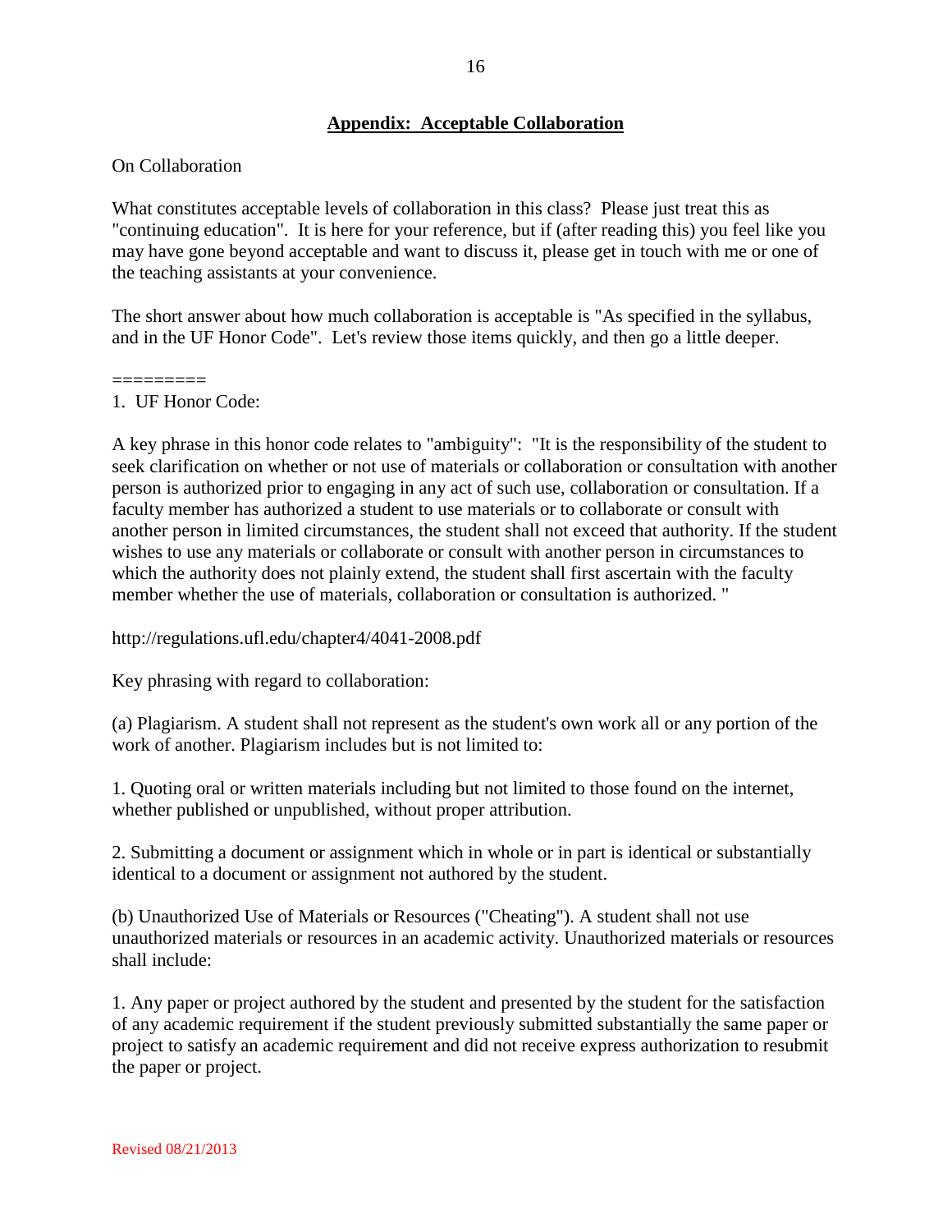## Appendix: Acceptable Collaboration

On Collaboration

What constitutes acceptable levels of collaboration in this class? Please just treat this as "continuing education". It is here for your reference, but if (after reading this) you feel like you may have gone beyond acceptable and want to discuss it, please get in touch with me or one of the teaching assistants at your convenience.

The short answer about how much collaboration is acceptable is "As specified in the syllabus, and in the UF Honor Code". Let's review those items quickly, and then go a little deeper.

=========

1. UF Honor Code:

A key phrase in this honor code relates to "ambiguity": "It is the responsibility of the student to seek clarification on whether or not use of materials or collaboration or consultation with another person is authorized prior to engaging in any act of such use, collaboration or consultation. If a faculty member has authorized a student to use materials or to collaborate or consult with another person in limited circumstances, the student shall not exceed that authority. If the student wishes to use any materials or collaborate or consult with another person in circumstances to which the authority does not plainly extend, the student shall first ascertain with the faculty member whether the use of materials, collaboration or consultation is authorized. "

http://regulations.ufl.edu/chapter4/4041-2008.pdf

Key phrasing with regard to collaboration:

(a) Plagiarism. A student shall not represent as the student's own work all or any portion of the work of another. Plagiarism includes but is not limited to:

1. Quoting oral or written materials including but not limited to those found on the internet, whether published or unpublished, without proper attribution.

2. Submitting a document or assignment which in whole or in part is identical or substantially identical to a document or assignment not authored by the student.

(b) Unauthorized Use of Materials or Resources ("Cheating"). A student shall not use unauthorized materials or resources in an academic activity. Unauthorized materials or resources shall include:

1. Any paper or project authored by the student and presented by the student for the satisfaction of any academic requirement if the student previously submitted substantially the same paper or project to satisfy an academic requirement and did not receive express authorization to resubmit the paper or project.

Revised 08/21/2013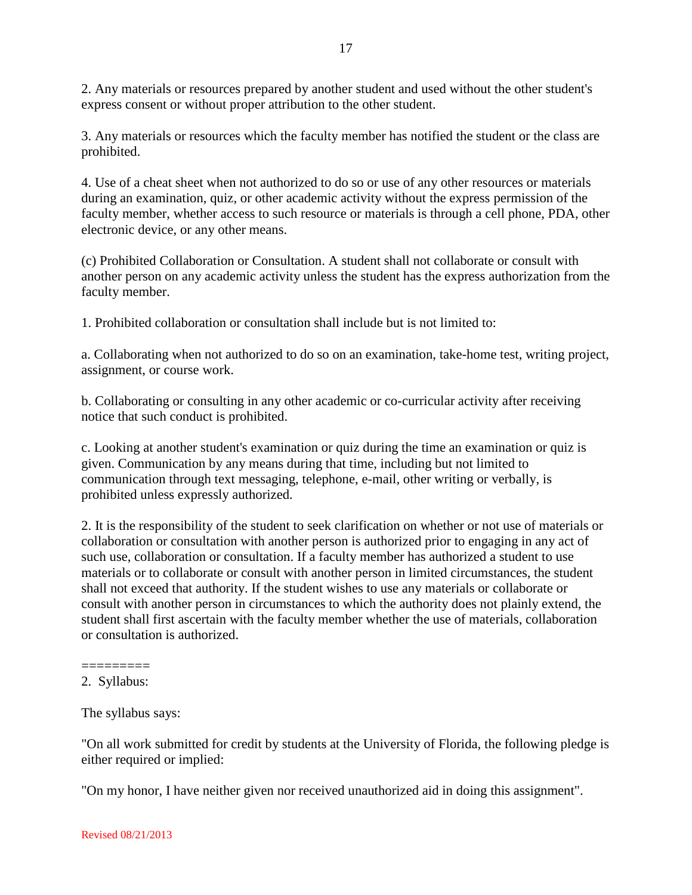2. Any materials or resources prepared by another student and used without the other student's express consent or without proper attribution to the other student.

3. Any materials or resources which the faculty member has notified the student or the class are prohibited.

4. Use of a cheat sheet when not authorized to do so or use of any other resources or materials during an examination, quiz, or other academic activity without the express permission of the faculty member, whether access to such resource or materials is through a cell phone, PDA, other electronic device, or any other means.

(c) Prohibited Collaboration or Consultation. A student shall not collaborate or consult with another person on any academic activity unless the student has the express authorization from the faculty member.

1. Prohibited collaboration or consultation shall include but is not limited to:

a. Collaborating when not authorized to do so on an examination, take-home test, writing project, assignment, or course work.

b. Collaborating or consulting in any other academic or co-curricular activity after receiving notice that such conduct is prohibited.

c. Looking at another student's examination or quiz during the time an examination or quiz is given. Communication by any means during that time, including but not limited to communication through text messaging, telephone, e-mail, other writing or verbally, is prohibited unless expressly authorized.

2. It is the responsibility of the student to seek clarification on whether or not use of materials or collaboration or consultation with another person is authorized prior to engaging in any act of such use, collaboration or consultation. If a faculty member has authorized a student to use materials or to collaborate or consult with another person in limited circumstances, the student shall not exceed that authority. If the student wishes to use any materials or collaborate or consult with another person in circumstances to which the authority does not plainly extend, the student shall first ascertain with the faculty member whether the use of materials, collaboration or consultation is authorized.

=========

2. Syllabus:

The syllabus says:

"On all work submitted for credit by students at the University of Florida, the following pledge is either required or implied:

"On my honor, I have neither given nor received unauthorized aid in doing this assignment".

Revised 08/21/2013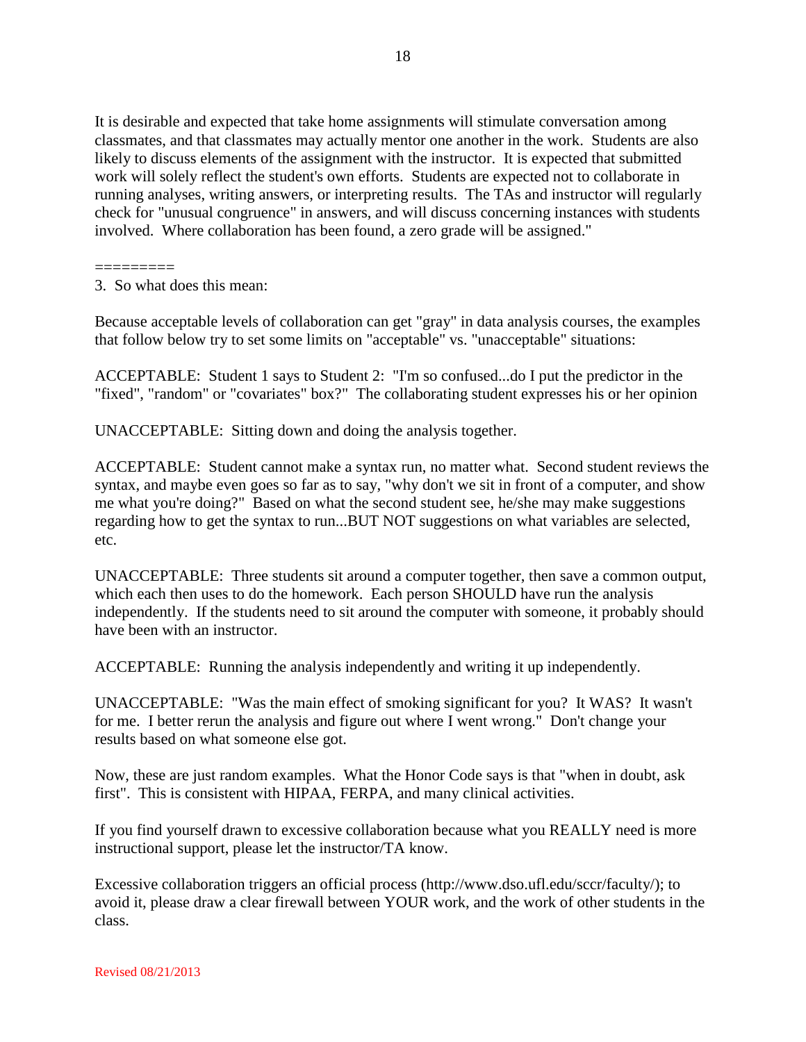It is desirable and expected that take home assignments will stimulate conversation among classmates, and that classmates may actually mentor one another in the work. Students are also likely to discuss elements of the assignment with the instructor. It is expected that submitted work will solely reflect the student's own efforts. Students are expected not to collaborate in running analyses, writing answers, or interpreting results. The TAs and instructor will regularly check for "unusual congruence" in answers, and will discuss concerning instances with students involved. Where collaboration has been found, a zero grade will be assigned."

=========

3. So what does this mean:

Because acceptable levels of collaboration can get "gray" in data analysis courses, the examples that follow below try to set some limits on "acceptable" vs. "unacceptable" situations:

ACCEPTABLE: Student 1 says to Student 2: "I'm so confused...do I put the predictor in the "fixed", "random" or "covariates" box?" The collaborating student expresses his or her opinion

UNACCEPTABLE: Sitting down and doing the analysis together.

ACCEPTABLE: Student cannot make a syntax run, no matter what. Second student reviews the syntax, and maybe even goes so far as to say, "why don't we sit in front of a computer, and show me what you're doing?" Based on what the second student see, he/she may make suggestions regarding how to get the syntax to run...BUT NOT suggestions on what variables are selected, etc.

UNACCEPTABLE: Three students sit around a computer together, then save a common output, which each then uses to do the homework. Each person SHOULD have run the analysis independently. If the students need to sit around the computer with someone, it probably should have been with an instructor.

ACCEPTABLE: Running the analysis independently and writing it up independently.

UNACCEPTABLE: "Was the main effect of smoking significant for you? It WAS? It wasn't for me. I better rerun the analysis and figure out where I went wrong." Don't change your results based on what someone else got.

Now, these are just random examples. What the Honor Code says is that "when in doubt, ask first". This is consistent with HIPAA, FERPA, and many clinical activities.

If you find yourself drawn to excessive collaboration because what you REALLY need is more instructional support, please let the instructor/TA know.

Excessive collaboration triggers an official process (http://www.dso.ufl.edu/sccr/faculty/); to avoid it, please draw a clear firewall between YOUR work, and the work of other students in the class.